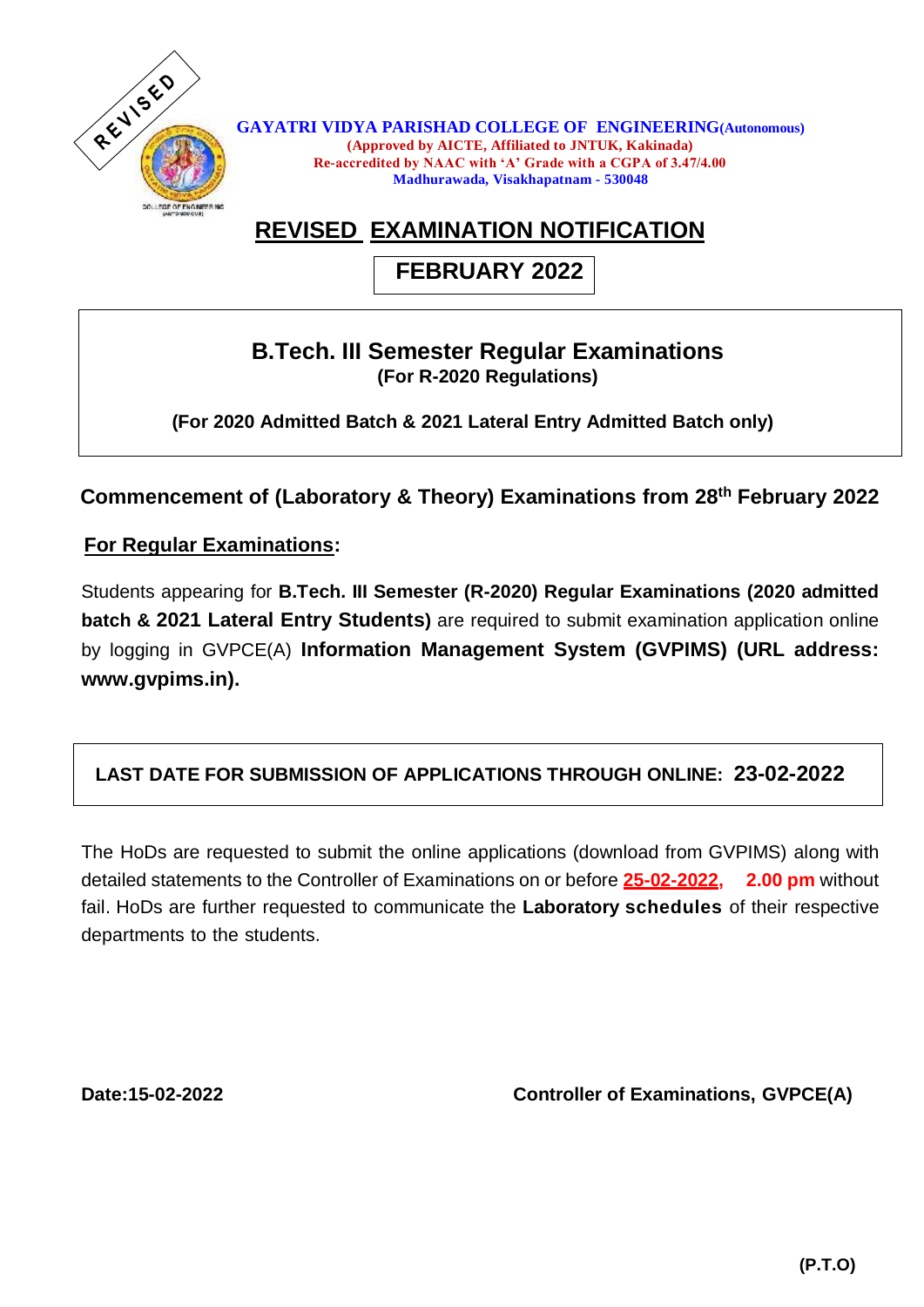REVISED

**GAYATRI VIDYA PARISHAD COLLEGE OF ENGINEERING (Autonomous)**
**(Approved by AICTE, Affiliated to JNTUK, Kakinada)**
**Re-accredited by NAAC with 'A' Grade with a CGPA of 3.47/4.00**
**Madhurawada, Visakhapatnam - 530048**

# REVISED EXAMINATION NOTIFICATION

## FEBRUARY 2022

**B.Tech. III Semester Regular Examinations**
**(For R-2020 Regulations)**

**(For 2020 Admitted Batch & 2021 Lateral Entry Admitted Batch only)**

**Commencement of (Laboratory & Theory) Examinations from 28th February 2022**

**For Regular Examinations:**

Students appearing for **B.Tech. III Semester (R-2020) Regular Examinations (2020 admitted batch & 2021 Lateral Entry Students)** are required to submit examination application online by logging in GVPCE(A) **Information Management System (GVPIMS) (URL address: www.gvpims.in).**

**LAST DATE FOR SUBMISSION OF APPLICATIONS THROUGH ONLINE: 23-02-2022**

The HoDs are requested to submit the online applications (download from GVPIMS) along with detailed statements to the Controller of Examinations on or before **25-02-2022, 2.00 pm** without fail. HoDs are further requested to communicate the **Laboratory schedules** of their respective departments to the students.

**Date:15-02-2022**

**Controller of Examinations, GVPCE(A)**

**(P.T.O)**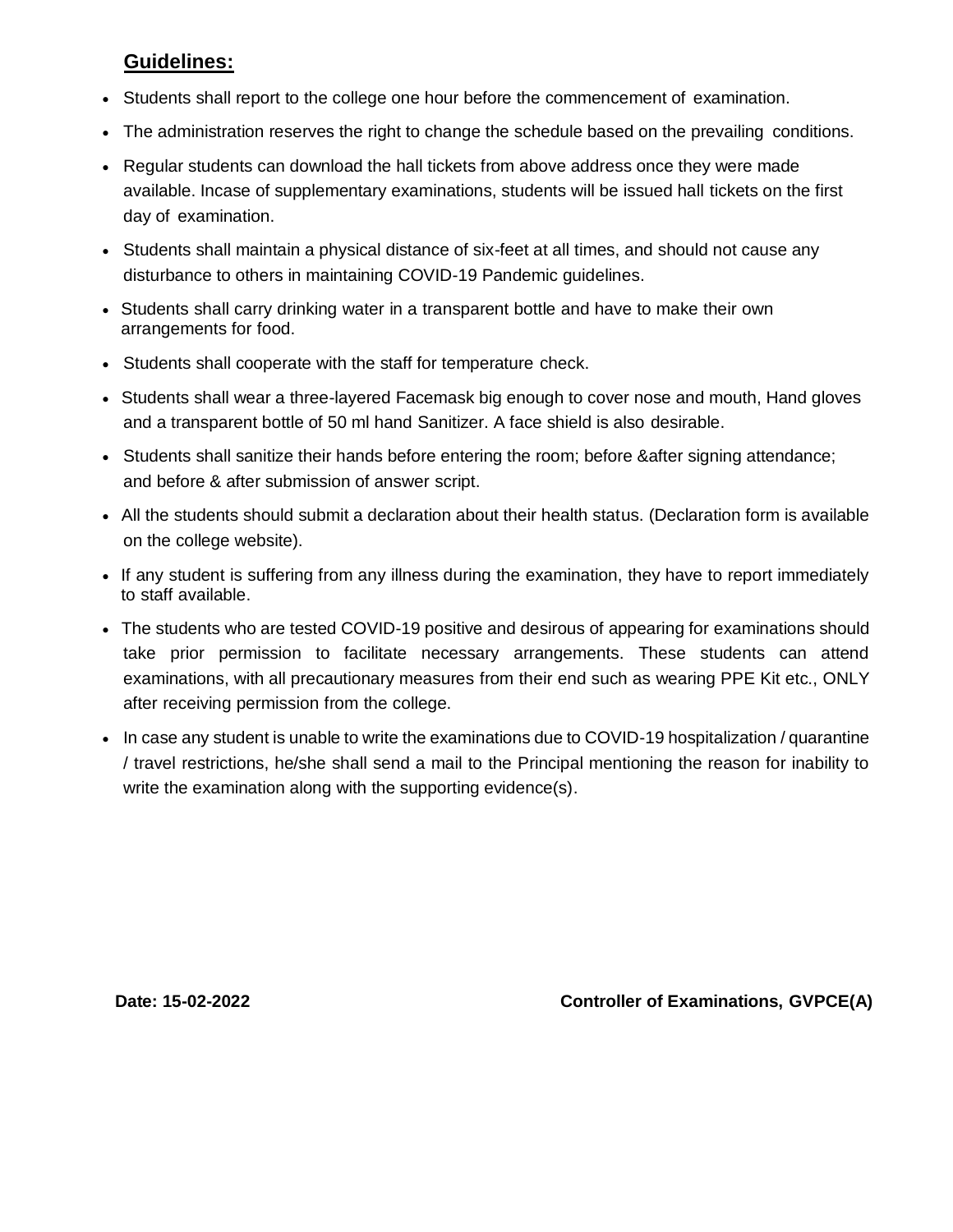## Guidelines:

- Students shall report to the college one hour before the commencement of examination.
- The administration reserves the right to change the schedule based on the prevailing conditions.
- Regular students can download the hall tickets from above address once they were made available. Incase of supplementary examinations, students will be issued hall tickets on the first day of examination.
- Students shall maintain a physical distance of six-feet at all times, and should not cause any disturbance to others in maintaining COVID-19 Pandemic guidelines.
- Students shall carry drinking water in a transparent bottle and have to make their own arrangements for food.
- Students shall cooperate with the staff for temperature check.
- Students shall wear a three-layered Facemask big enough to cover nose and mouth, Hand gloves and a transparent bottle of 50 ml hand Sanitizer. A face shield is also desirable.
- Students shall sanitize their hands before entering the room; before &after signing attendance; and before & after submission of answer script.
- All the students should submit a declaration about their health status. (Declaration form is available on the college website).
- If any student is suffering from any illness during the examination, they have to report immediately to staff available.
- The students who are tested COVID-19 positive and desirous of appearing for examinations should take prior permission to facilitate necessary arrangements. These students can attend examinations, with all precautionary measures from their end such as wearing PPE Kit etc., ONLY after receiving permission from the college.
- In case any student is unable to write the examinations due to COVID-19 hospitalization / quarantine / travel restrictions, he/she shall send a mail to the Principal mentioning the reason for inability to write the examination along with the supporting evidence(s).

**Date: 15-02-2022**

**Controller of Examinations, GVPCE(A)**